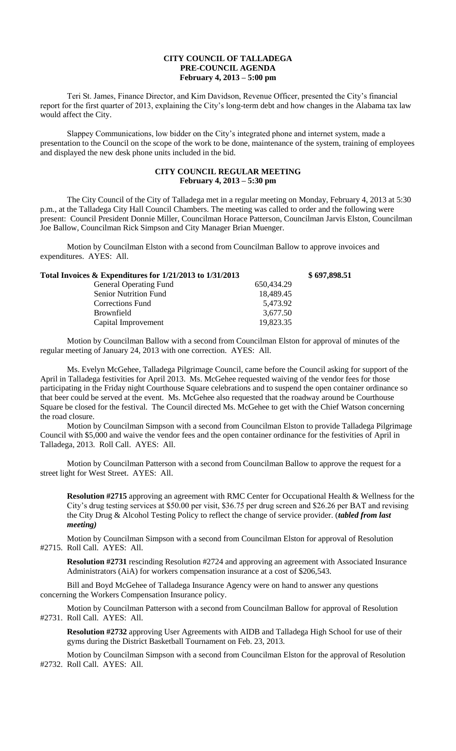# CITY COUNCIL OF TALLADEGA
## PRE-COUNCIL AGENDA
### February 4, 2013 – 5:00 pm

Teri St. James, Finance Director, and Kim Davidson, Revenue Officer, presented the City's financial report for the first quarter of 2013, explaining the City's long-term debt and how changes in the Alabama tax law would affect the City.

Slappey Communications, low bidder on the City's integrated phone and internet system, made a presentation to the Council on the scope of the work to be done, maintenance of the system, training of employees and displayed the new desk phone units included in the bid.

## CITY COUNCIL REGULAR MEETING
### February 4, 2013 – 5:30 pm

The City Council of the City of Talladega met in a regular meeting on Monday, February 4, 2013 at 5:30 p.m., at the Talladega City Hall Council Chambers. The meeting was called to order and the following were present: Council President Donnie Miller, Councilman Horace Patterson, Councilman Jarvis Elston, Councilman Joe Ballow, Councilman Rick Simpson and City Manager Brian Muenger.

Motion by Councilman Elston with a second from Councilman Ballow to approve invoices and expenditures. AYES: All.

| Total Invoices & Expenditures for 1/21/2013 to 1/31/2013 | | $ 697,898.51 |
|---|---|---|
| General Operating Fund | 650,434.29 | |
| Senior Nutrition Fund | 18,489.45 | |
| Corrections Fund | 5,473.92 | |
| Brownfield | 3,677.50 | |
| Capital Improvement | 19,823.35 | |

Motion by Councilman Ballow with a second from Councilman Elston for approval of minutes of the regular meeting of January 24, 2013 with one correction. AYES: All.

Ms. Evelyn McGehee, Talladega Pilgrimage Council, came before the Council asking for support of the April in Talladega festivities for April 2013. Ms. McGehee requested waiving of the vendor fees for those participating in the Friday night Courthouse Square celebrations and to suspend the open container ordinance so that beer could be served at the event. Ms. McGehee also requested that the roadway around be Courthouse Square be closed for the festival. The Council directed Ms. McGehee to get with the Chief Watson concerning the road closure.

Motion by Councilman Simpson with a second from Councilman Elston to provide Talladega Pilgrimage Council with $5,000 and waive the vendor fees and the open container ordinance for the festivities of April in Talladega, 2013. Roll Call. AYES: All.

Motion by Councilman Patterson with a second from Councilman Ballow to approve the request for a street light for West Street. AYES: All.

**Resolution #2715** approving an agreement with RMC Center for Occupational Health & Wellness for the City's drug testing services at $50.00 per visit, $36.75 per drug screen and $26.26 per BAT and revising the City Drug & Alcohol Testing Policy to reflect the change of service provider. (***tabled from last meeting)***

Motion by Councilman Simpson with a second from Councilman Elston for approval of Resolution #2715. Roll Call. AYES: All.

**Resolution #2731** rescinding Resolution #2724 and approving an agreement with Associated Insurance Administrators (AiA) for workers compensation insurance at a cost of $206,543.

Bill and Boyd McGehee of Talladega Insurance Agency were on hand to answer any questions concerning the Workers Compensation Insurance policy.

Motion by Councilman Patterson with a second from Councilman Ballow for approval of Resolution #2731. Roll Call. AYES: All.

**Resolution #2732** approving User Agreements with AIDB and Talladega High School for use of their gyms during the District Basketball Tournament on Feb. 23, 2013.

Motion by Councilman Simpson with a second from Councilman Elston for the approval of Resolution #2732. Roll Call. AYES: All.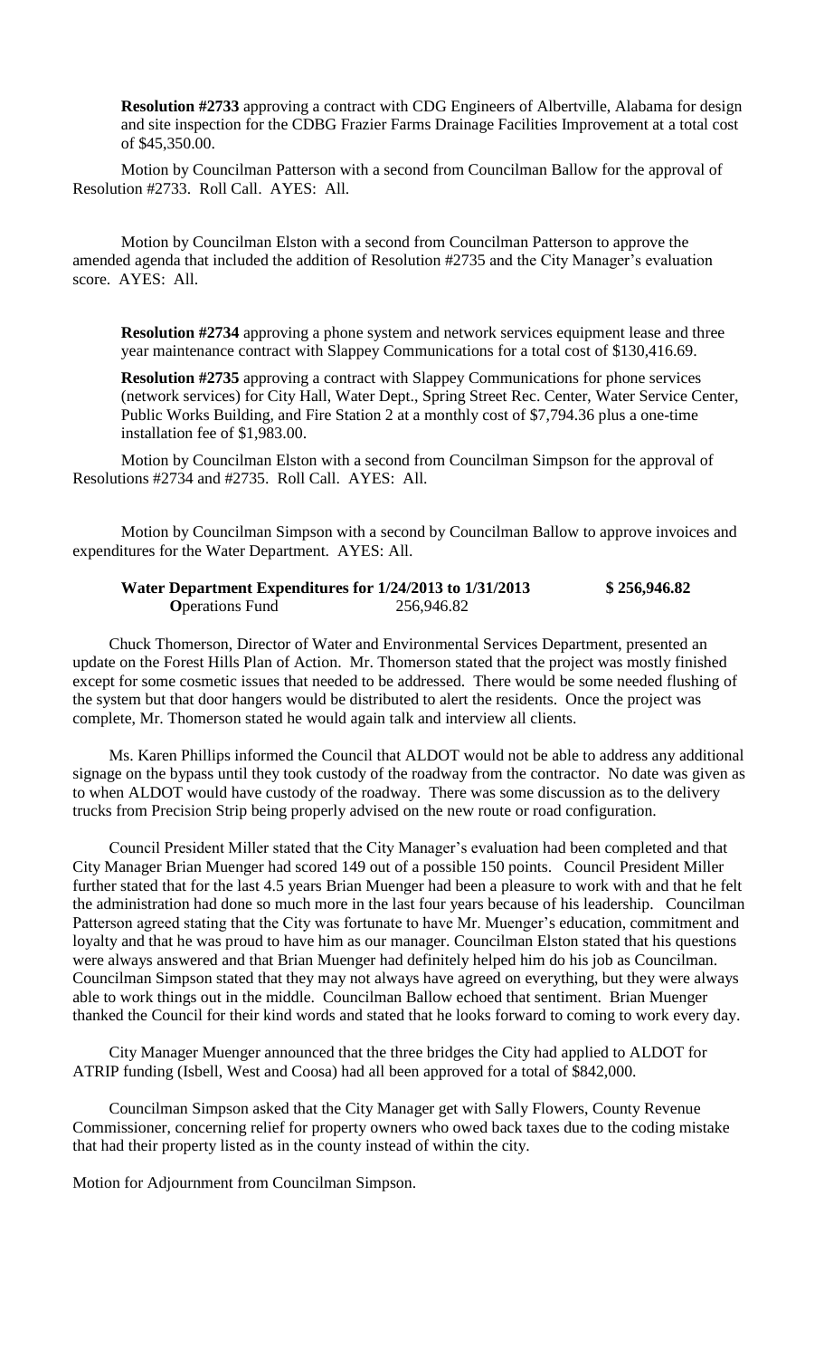**Resolution #2733** approving a contract with CDG Engineers of Albertville, Alabama for design and site inspection for the CDBG Frazier Farms Drainage Facilities Improvement at a total cost of $45,350.00.

Motion by Councilman Patterson with a second from Councilman Ballow for the approval of Resolution #2733. Roll Call. AYES: All.

Motion by Councilman Elston with a second from Councilman Patterson to approve the amended agenda that included the addition of Resolution #2735 and the City Manager's evaluation score. AYES: All.

**Resolution #2734** approving a phone system and network services equipment lease and three year maintenance contract with Slappey Communications for a total cost of $130,416.69.

**Resolution #2735** approving a contract with Slappey Communications for phone services (network services) for City Hall, Water Dept., Spring Street Rec. Center, Water Service Center, Public Works Building, and Fire Station 2 at a monthly cost of $7,794.36 plus a one-time installation fee of $1,983.00.

Motion by Councilman Elston with a second from Councilman Simpson for the approval of Resolutions #2734 and #2735. Roll Call. AYES: All.

Motion by Councilman Simpson with a second by Councilman Ballow to approve invoices and expenditures for the Water Department. AYES: All.

| **Water Department Expenditures for 1/24/2013 to 1/31/2013** | | **$ 256,946.82** |
|---|---|---|
| **O**perations Fund | 256,946.82 | |

Chuck Thomerson, Director of Water and Environmental Services Department, presented an update on the Forest Hills Plan of Action. Mr. Thomerson stated that the project was mostly finished except for some cosmetic issues that needed to be addressed. There would be some needed flushing of the system but that door hangers would be distributed to alert the residents. Once the project was complete, Mr. Thomerson stated he would again talk and interview all clients.

Ms. Karen Phillips informed the Council that ALDOT would not be able to address any additional signage on the bypass until they took custody of the roadway from the contractor. No date was given as to when ALDOT would have custody of the roadway. There was some discussion as to the delivery trucks from Precision Strip being properly advised on the new route or road configuration.

Council President Miller stated that the City Manager's evaluation had been completed and that City Manager Brian Muenger had scored 149 out of a possible 150 points. Council President Miller further stated that for the last 4.5 years Brian Muenger had been a pleasure to work with and that he felt the administration had done so much more in the last four years because of his leadership. Councilman Patterson agreed stating that the City was fortunate to have Mr. Muenger's education, commitment and loyalty and that he was proud to have him as our manager. Councilman Elston stated that his questions were always answered and that Brian Muenger had definitely helped him do his job as Councilman. Councilman Simpson stated that they may not always have agreed on everything, but they were always able to work things out in the middle. Councilman Ballow echoed that sentiment. Brian Muenger thanked the Council for their kind words and stated that he looks forward to coming to work every day.

City Manager Muenger announced that the three bridges the City had applied to ALDOT for ATRIP funding (Isbell, West and Coosa) had all been approved for a total of $842,000.

Councilman Simpson asked that the City Manager get with Sally Flowers, County Revenue Commissioner, concerning relief for property owners who owed back taxes due to the coding mistake that had their property listed as in the county instead of within the city.

Motion for Adjournment from Councilman Simpson.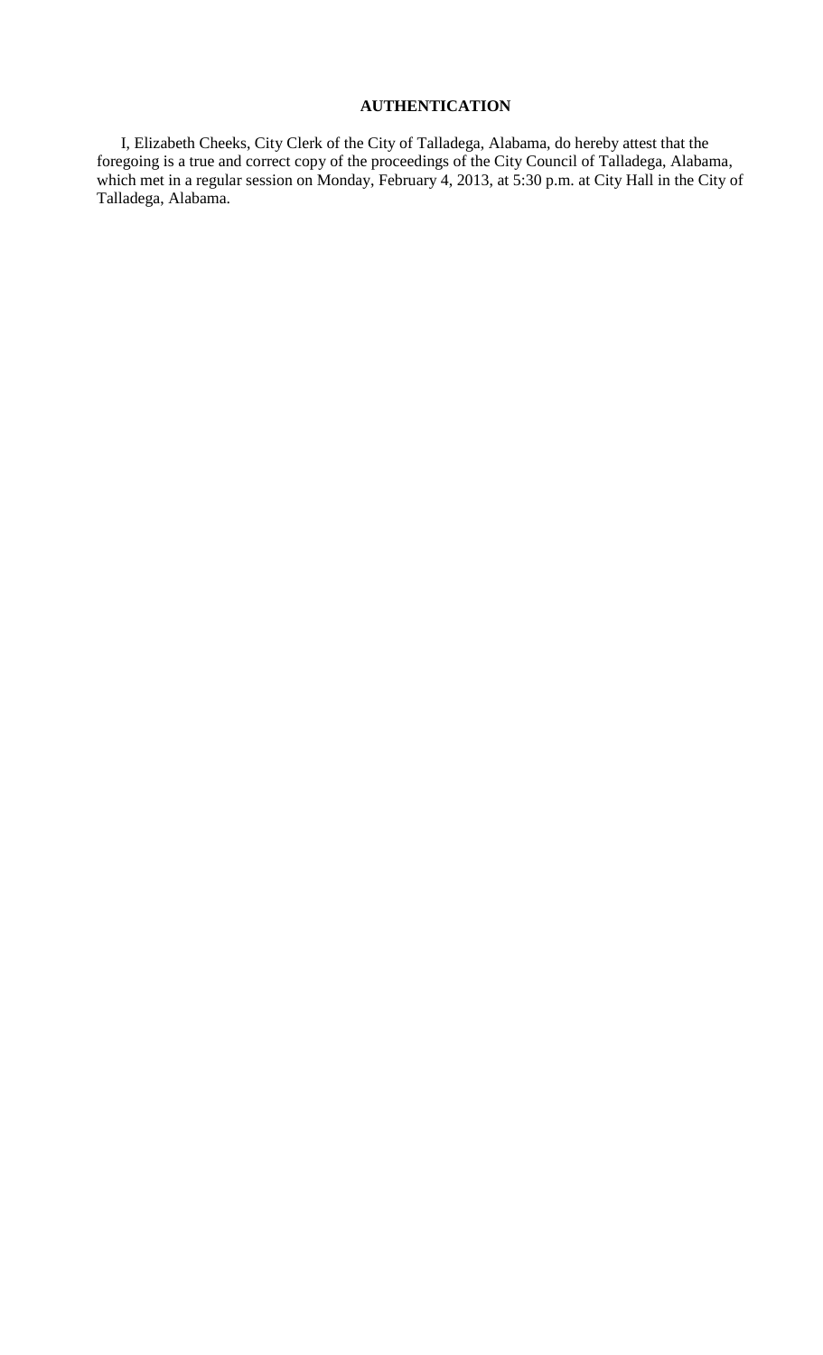**AUTHENTICATION**

I, Elizabeth Cheeks, City Clerk of the City of Talladega, Alabama, do hereby attest that the foregoing is a true and correct copy of the proceedings of the City Council of Talladega, Alabama, which met in a regular session on Monday, February 4, 2013, at 5:30 p.m. at City Hall in the City of Talladega, Alabama.